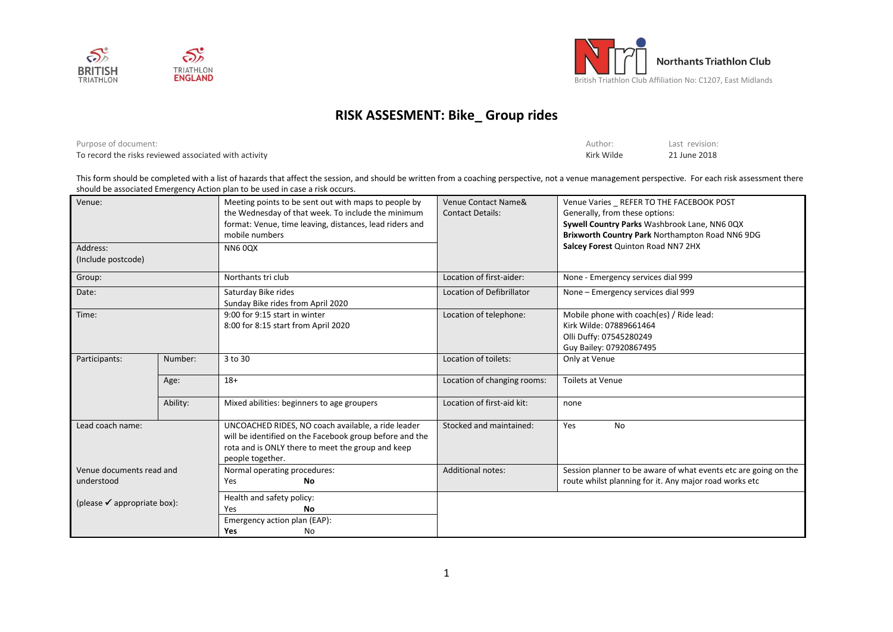British Triathlon | Triathlon England

**Northants Triathlon Club**
British Triathlon Club Affiliation No: C1207, East Midlands

# RISK ASSESMENT: Bike_ Group rides

Purpose of document:
To record the risks reviewed associated with activity

Author: Kirk Wilde

Last revision: 21 June 2018

This form should be completed with a list of hazards that affect the session, and should be written from a coaching perspective, not a venue management perspective. For each risk assessment there should be associated Emergency Action plan to be used in case a risk occurs.

| | | | | |
|---|---|---|---|---|
| Venue: | | Meeting points to be sent out with maps to people by the Wednesday of that week. To include the minimum format: Venue, time leaving, distances, lead riders and mobile numbers | Venue Contact Name& Contact Details: | Venue Varies _ REFER TO THE FACEBOOK POST<br>Generally, from these options:<br>**Sywell Country Parks** Washbrook Lane, NN6 0QX<br>**Brixworth Country Park** Northampton Road NN6 9DG<br>**Salcey Forest** Quinton Road NN7 2HX |
| Address:<br>(Include postcode) | | NN6 0QX | | |
| Group: | | Northants tri club | Location of first-aider: | None - Emergency services dial 999 |
| Date: | | Saturday Bike rides<br>Sunday Bike rides from April 2020 | Location of Defibrillator | None – Emergency services dial 999 |
| Time: | | 9:00 for 9:15 start in winter<br>8:00 for 8:15 start from April 2020 | Location of telephone: | Mobile phone with coach(es) / Ride lead:<br>Kirk Wilde: 07889661464<br>Olli Duffy: 07545280249<br>Guy Bailey: 07920867495 |
| Participants: | Number: | 3 to 30 | Location of toilets: | Only at Venue |
| | Age: | 18+ | Location of changing rooms: | Toilets at Venue |
| | Ability: | Mixed abilities: beginners to age groupers | Location of first-aid kit: | none |
| Lead coach name: | | UNCOACHED RIDES, NO coach available, a ride leader will be identified on the Facebook group before and the rota and is ONLY there to meet the group and keep people together. | Stocked and maintained: | Yes No |
| Venue documents read and understood<br><br>(please ✔ appropriate box): | | Normal operating procedures:<br>Yes **No** | Additional notes: | Session planner to be aware of what events etc are going on the route whilst planning for it. Any major road works etc |
| | | Health and safety policy:<br>Yes **No** | | |
| | | Emergency action plan (EAP):<br>**Yes** No | | |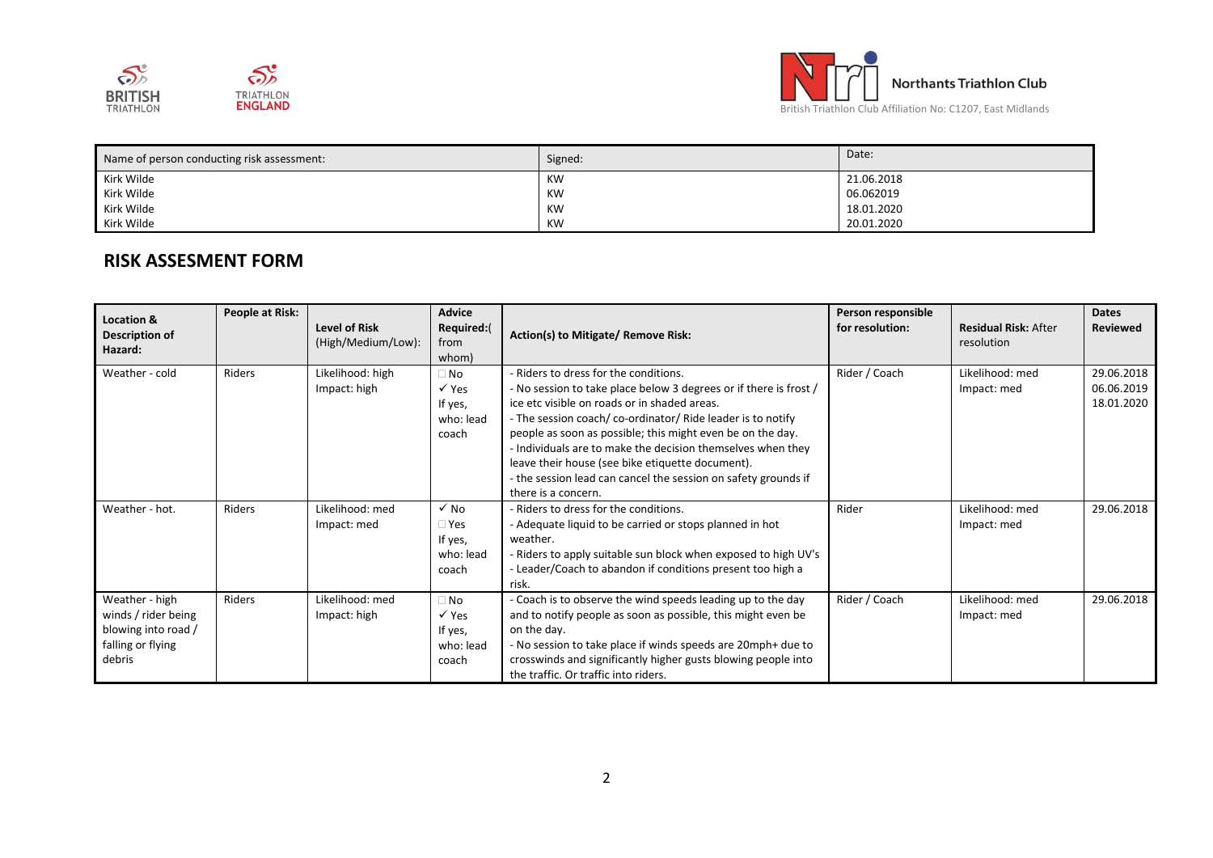Northants Triathlon Club

British Triathlon Club Affiliation No: C1207, East Midlands

| Name of person conducting risk assessment: | Signed: | Date: |
|---|---|---|
| Kirk Wilde | KW | 21.06.2018 |
| Kirk Wilde | KW | 06.062019 |
| Kirk Wilde | KW | 18.01.2020 |
| Kirk Wilde | KW | 20.01.2020 |

## RISK ASSESMENT FORM

| **Location & Description of Hazard:** | **People at Risk:** | **Level of Risk** (High/Medium/Low): | **Advice Required:**( from whom) | **Action(s) to Mitigate/ Remove Risk:** | **Person responsible for resolution:** | **Residual Risk:** After resolution | **Dates Reviewed** |
|---|---|---|---|---|---|---|---|
| Weather - cold | Riders | Likelihood: high<br>Impact: high | ☐ No<br>✓ Yes<br>If yes, who: lead coach | - Riders to dress for the conditions.<br>- No session to take place below 3 degrees or if there is frost / ice etc visible on roads or in shaded areas.<br>- The session coach/ co-ordinator/ Ride leader is to notify people as soon as possible; this might even be on the day.<br>- Individuals are to make the decision themselves when they leave their house (see bike etiquette document).<br>- the session lead can cancel the session on safety grounds if there is a concern. | Rider / Coach | Likelihood: med<br>Impact: med | 29.06.2018<br>06.06.2019<br>18.01.2020 |
| Weather - hot. | Riders | Likelihood: med<br>Impact: med | ✓ No<br>☐ Yes<br>If yes, who: lead coach | - Riders to dress for the conditions.<br>- Adequate liquid to be carried or stops planned in hot weather.<br>- Riders to apply suitable sun block when exposed to high UV's<br>- Leader/Coach to abandon if conditions present too high a risk. | Rider | Likelihood: med<br>Impact: med | 29.06.2018 |
| Weather - high winds / rider being blowing into road / falling or flying debris | Riders | Likelihood: med<br>Impact: high | ☐ No<br>✓ Yes<br>If yes, who: lead coach | - Coach is to observe the wind speeds leading up to the day and to notify people as soon as possible, this might even be on the day.<br>- No session to take place if winds speeds are 20mph+ due to crosswinds and significantly higher gusts blowing people into the traffic. Or traffic into riders. | Rider / Coach | Likelihood: med<br>Impact: med | 29.06.2018 |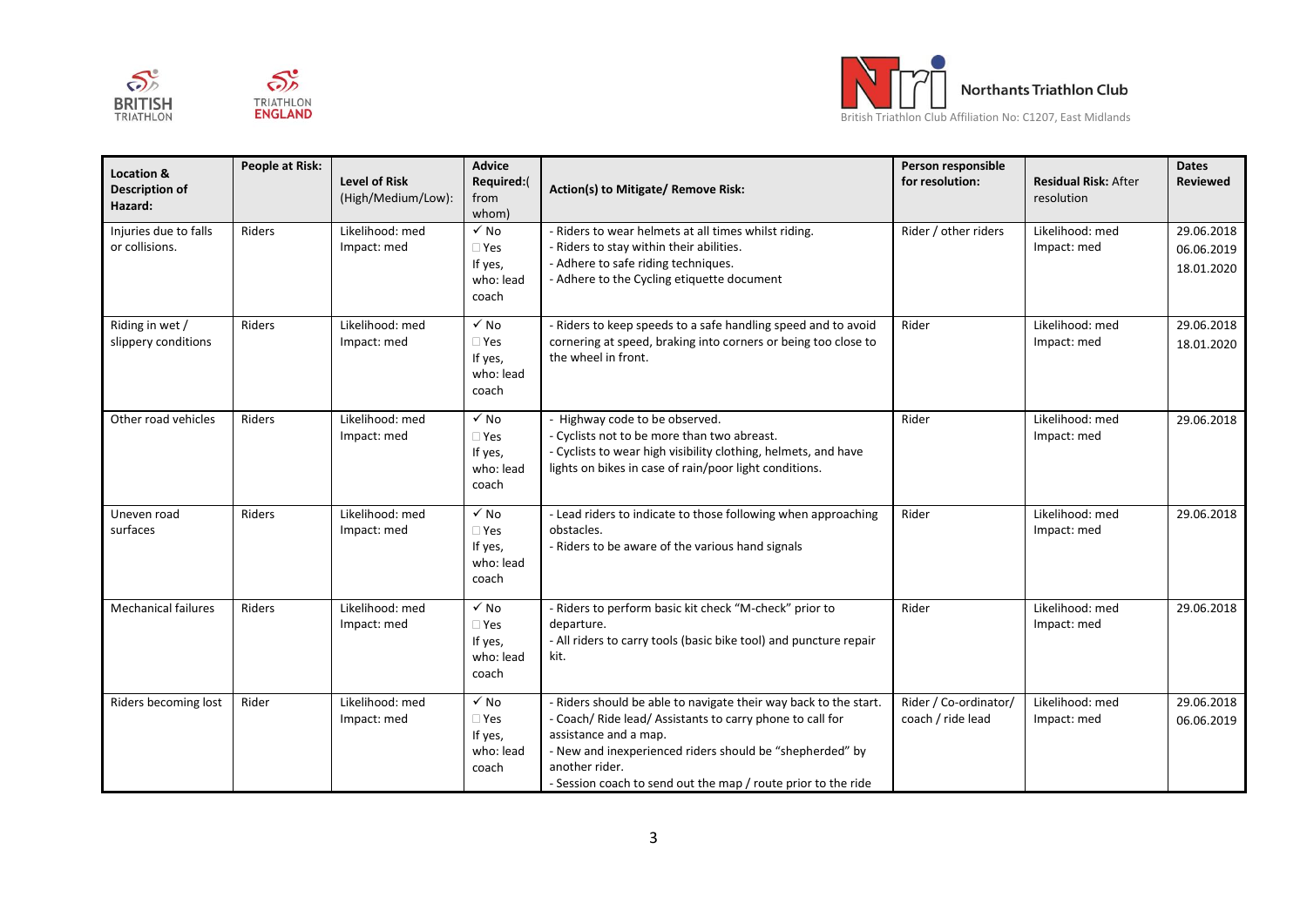British Triathlon | Triathlon England | Northants Triathlon Club

British Triathlon Club Affiliation No: C1207, East Midlands

| **Location & Description of Hazard:** | **People at Risk:** | **Level of Risk** (High/Medium/Low): | **Advice Required:**( from whom) | **Action(s) to Mitigate/ Remove Risk:** | **Person responsible for resolution:** | **Residual Risk:** After resolution | **Dates Reviewed** |
|---|---|---|---|---|---|---|---|
| Injuries due to falls or collisions. | Riders | Likelihood: med<br>Impact: med | ✓ No<br>☐ Yes<br>If yes, who: lead coach | - Riders to wear helmets at all times whilst riding.<br>- Riders to stay within their abilities.<br>- Adhere to safe riding techniques.<br>- Adhere to the Cycling etiquette document | Rider / other riders | Likelihood: med<br>Impact: med | 29.06.2018<br>06.06.2019<br>18.01.2020 |
| Riding in wet / slippery conditions | Riders | Likelihood: med<br>Impact: med | ✓ No<br>☐ Yes<br>If yes, who: lead coach | - Riders to keep speeds to a safe handling speed and to avoid cornering at speed, braking into corners or being too close to the wheel in front. | Rider | Likelihood: med<br>Impact: med | 29.06.2018<br>18.01.2020 |
| Other road vehicles | Riders | Likelihood: med<br>Impact: med | ✓ No<br>☐ Yes<br>If yes, who: lead coach | - Highway code to be observed.<br>- Cyclists not to be more than two abreast.<br>- Cyclists to wear high visibility clothing, helmets, and have lights on bikes in case of rain/poor light conditions. | Rider | Likelihood: med<br>Impact: med | 29.06.2018 |
| Uneven road surfaces | Riders | Likelihood: med<br>Impact: med | ✓ No<br>☐ Yes<br>If yes, who: lead coach | - Lead riders to indicate to those following when approaching obstacles.<br>- Riders to be aware of the various hand signals | Rider | Likelihood: med<br>Impact: med | 29.06.2018 |
| Mechanical failures | Riders | Likelihood: med<br>Impact: med | ✓ No<br>☐ Yes<br>If yes, who: lead coach | - Riders to perform basic kit check "M-check" prior to departure.<br>- All riders to carry tools (basic bike tool) and puncture repair kit. | Rider | Likelihood: med<br>Impact: med | 29.06.2018 |
| Riders becoming lost | Rider | Likelihood: med<br>Impact: med | ✓ No<br>☐ Yes<br>If yes, who: lead coach | - Riders should be able to navigate their way back to the start.<br>- Coach/ Ride lead/ Assistants to carry phone to call for assistance and a map.<br>- New and inexperienced riders should be "shepherded" by another rider.<br>- Session coach to send out the map / route prior to the ride | Rider / Co-ordinator/ coach / ride lead | Likelihood: med<br>Impact: med | 29.06.2018<br>06.06.2019 |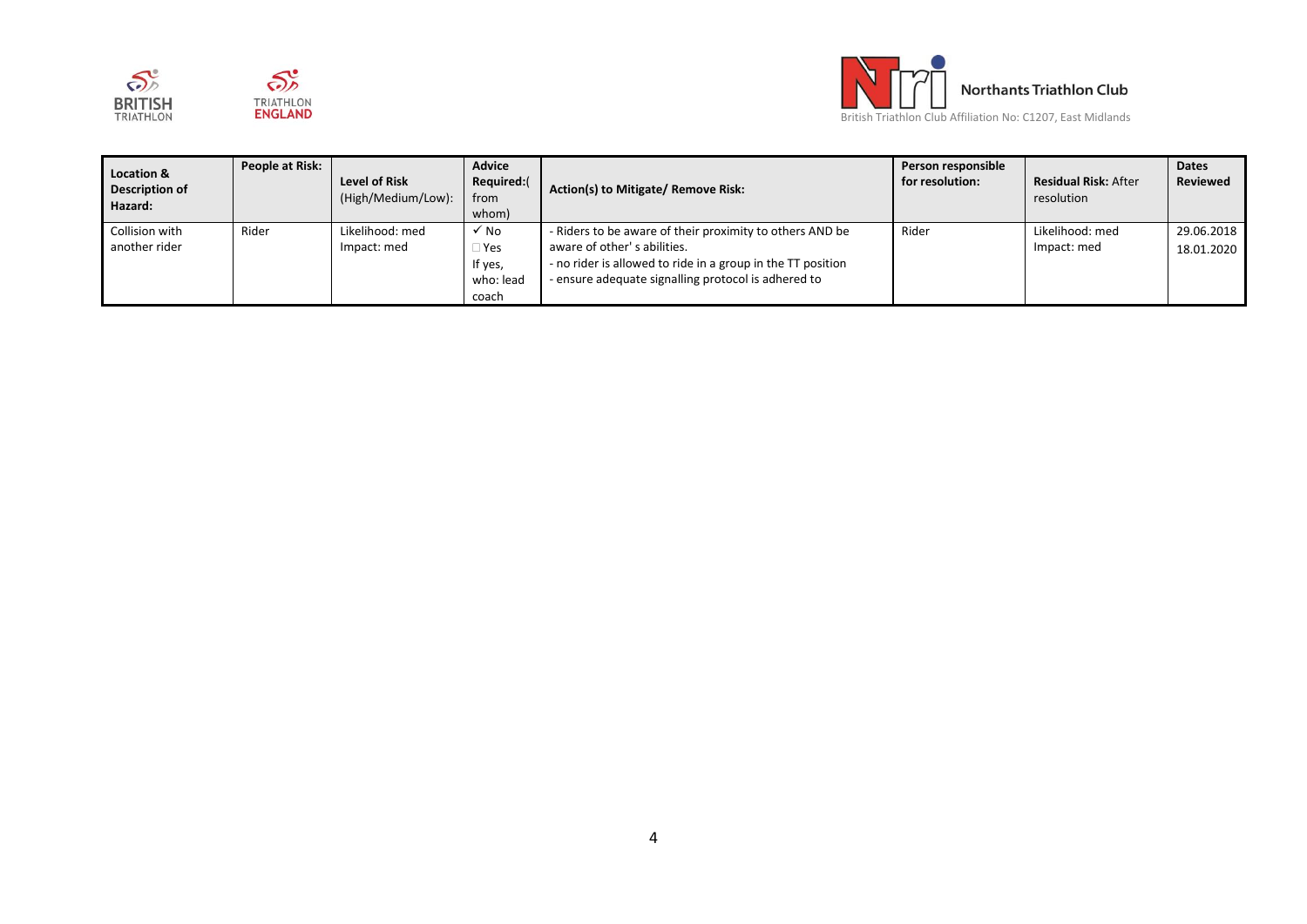Northants Triathlon Club

British Triathlon Club Affiliation No: C1207, East Midlands

| Location & Description of Hazard: | People at Risk: | Level of Risk (High/Medium/Low): | Advice Required:( from whom) | Action(s) to Mitigate/ Remove Risk: | Person responsible for resolution: | Residual Risk: After resolution | Dates Reviewed |
|---|---|---|---|---|---|---|---|
| Collision with another rider | Rider | Likelihood: med<br>Impact: med | ✓ No<br>☐ Yes<br>If yes, who: lead coach | - Riders to be aware of their proximity to others AND be aware of other' s abilities.<br>- no rider is allowed to ride in a group in the TT position<br>- ensure adequate signalling protocol is adhered to | Rider | Likelihood: med<br>Impact: med | 29.06.2018<br>18.01.2020 |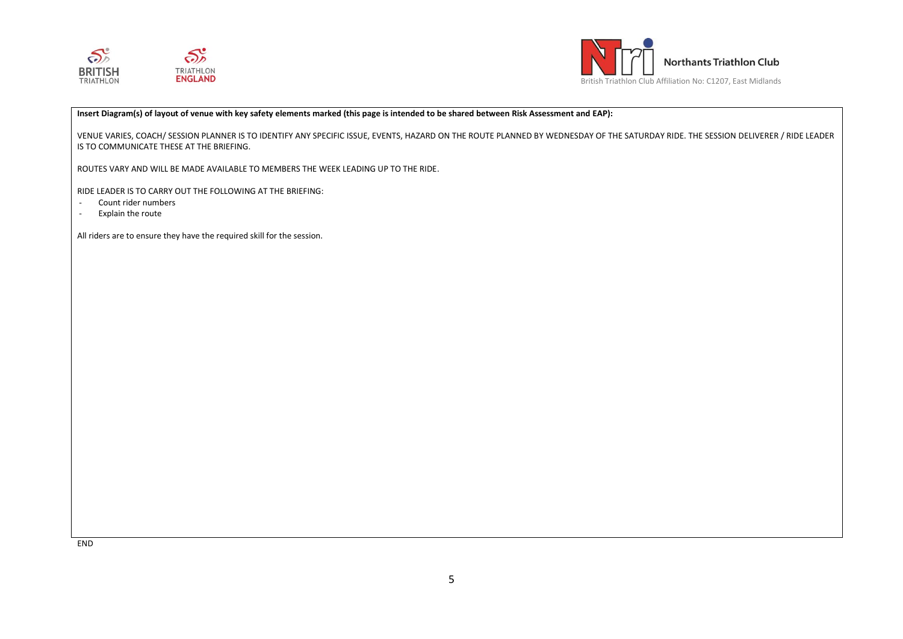**Insert Diagram(s) of layout of venue with key safety elements marked (this page is intended to be shared between Risk Assessment and EAP):**

VENUE VARIES, COACH/ SESSION PLANNER IS TO IDENTIFY ANY SPECIFIC ISSUE, EVENTS, HAZARD ON THE ROUTE PLANNED BY WEDNESDAY OF THE SATURDAY RIDE. THE SESSION DELIVERER / RIDE LEADER IS TO COMMUNICATE THESE AT THE BRIEFING.

ROUTES VARY AND WILL BE MADE AVAILABLE TO MEMBERS THE WEEK LEADING UP TO THE RIDE.

RIDE LEADER IS TO CARRY OUT THE FOLLOWING AT THE BRIEFING:

- Count rider numbers
- Explain the route

All riders are to ensure they have the required skill for the session.

END